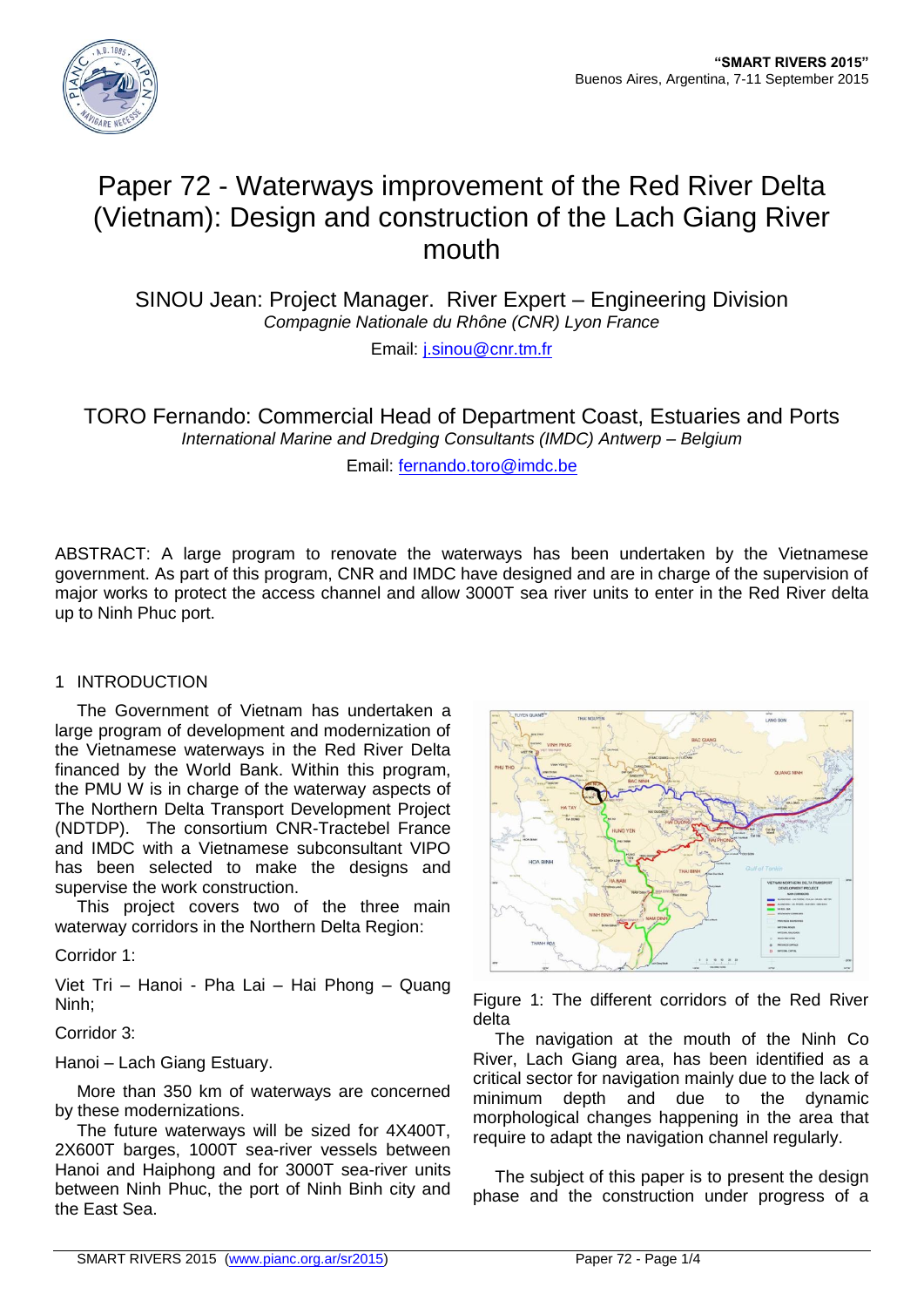# Paper 72 - Waterways improvement of the Red River Delta (Vietnam): Design and construction of the Lach Giang River mouth

SINOU Jean: Project Manager. River Expert – Engineering Division
*Compagnie Nationale du Rhône (CNR) Lyon France*
Email: j.sinou@cnr.tm.fr

TORO Fernando: Commercial Head of Department Coast, Estuaries and Ports
*International Marine and Dredging Consultants (IMDC) Antwerp – Belgium*
Email: fernando.toro@imdc.be

ABSTRACT: A large program to renovate the waterways has been undertaken by the Vietnamese government. As part of this program, CNR and IMDC have designed and are in charge of the supervision of major works to protect the access channel and allow 3000T sea river units to enter in the Red River delta up to Ninh Phuc port.

## 1 INTRODUCTION

The Government of Vietnam has undertaken a large program of development and modernization of the Vietnamese waterways in the Red River Delta financed by the World Bank. Within this program, the PMU W is in charge of the waterway aspects of The Northern Delta Transport Development Project (NDTDP). The consortium CNR-Tractebel France and IMDC with a Vietnamese subconsultant VIPO has been selected to make the designs and supervise the work construction.

This project covers two of the three main waterway corridors in the Northern Delta Region:

Corridor 1:

Viet Tri – Hanoi - Pha Lai – Hai Phong – Quang Ninh;

Corridor 3:

Hanoi – Lach Giang Estuary.

More than 350 km of waterways are concerned by these modernizations.

The future waterways will be sized for 4X400T, 2X600T barges, 1000T sea-river vessels between Hanoi and Haiphong and for 3000T sea-river units between Ninh Phuc, the port of Ninh Binh city and the East Sea.

Figure 1: The different corridors of the Red River delta

The navigation at the mouth of the Ninh Co River, Lach Giang area, has been identified as a critical sector for navigation mainly due to the lack of minimum depth and due to the dynamic morphological changes happening in the area that require to adapt the navigation channel regularly.

The subject of this paper is to present the design phase and the construction under progress of a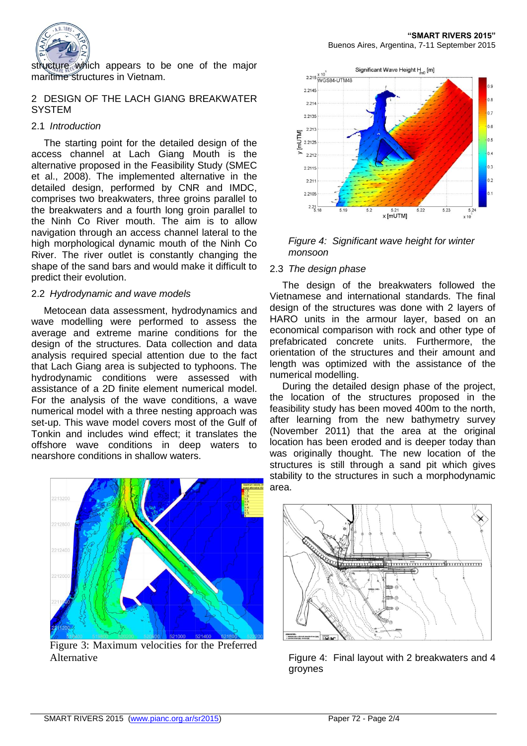structure which appears to be one of the major maritime structures in Vietnam.

## 2 DESIGN OF THE LACH GIANG BREAKWATER SYSTEM

### 2.1 *Introduction*

The starting point for the detailed design of the access channel at Lach Giang Mouth is the alternative proposed in the Feasibility Study (SMEC et al., 2008). The implemented alternative in the detailed design, performed by CNR and IMDC, comprises two breakwaters, three groins parallel to the breakwaters and a fourth long groin parallel to the Ninh Co River mouth. The aim is to allow navigation through an access channel lateral to the high morphological dynamic mouth of the Ninh Co River. The river outlet is constantly changing the shape of the sand bars and would make it difficult to predict their evolution.

### 2.2 *Hydrodynamic and wave models*

Metocean data assessment, hydrodynamics and wave modelling were performed to assess the average and extreme marine conditions for the design of the structures. Data collection and data analysis required special attention due to the fact that Lach Giang area is subjected to typhoons. The hydrodynamic conditions were assessed with assistance of a 2D finite element numerical model. For the analysis of the wave conditions, a wave numerical model with a three nesting approach was set-up. This wave model covers most of the Gulf of Tonkin and includes wind effect; it translates the offshore wave conditions in deep waters to nearshore conditions in shallow waters.

Figure 3: Maximum velocities for the Preferred Alternative

*Figure 4: Significant wave height for winter monsoon*

### 2.3 *The design phase*

The design of the breakwaters followed the Vietnamese and international standards. The final design of the structures was done with 2 layers of HARO units in the armour layer, based on an economical comparison with rock and other type of prefabricated concrete units. Furthermore, the orientation of the structures and their amount and length was optimized with the assistance of the numerical modelling.

During the detailed design phase of the project, the location of the structures proposed in the feasibility study has been moved 400m to the north, after learning from the new bathymetry survey (November 2011) that the area at the original location has been eroded and is deeper today than was originally thought. The new location of the structures is still through a sand pit which gives stability to the structures in such a morphodynamic area.

Figure 4: Final layout with 2 breakwaters and 4 groynes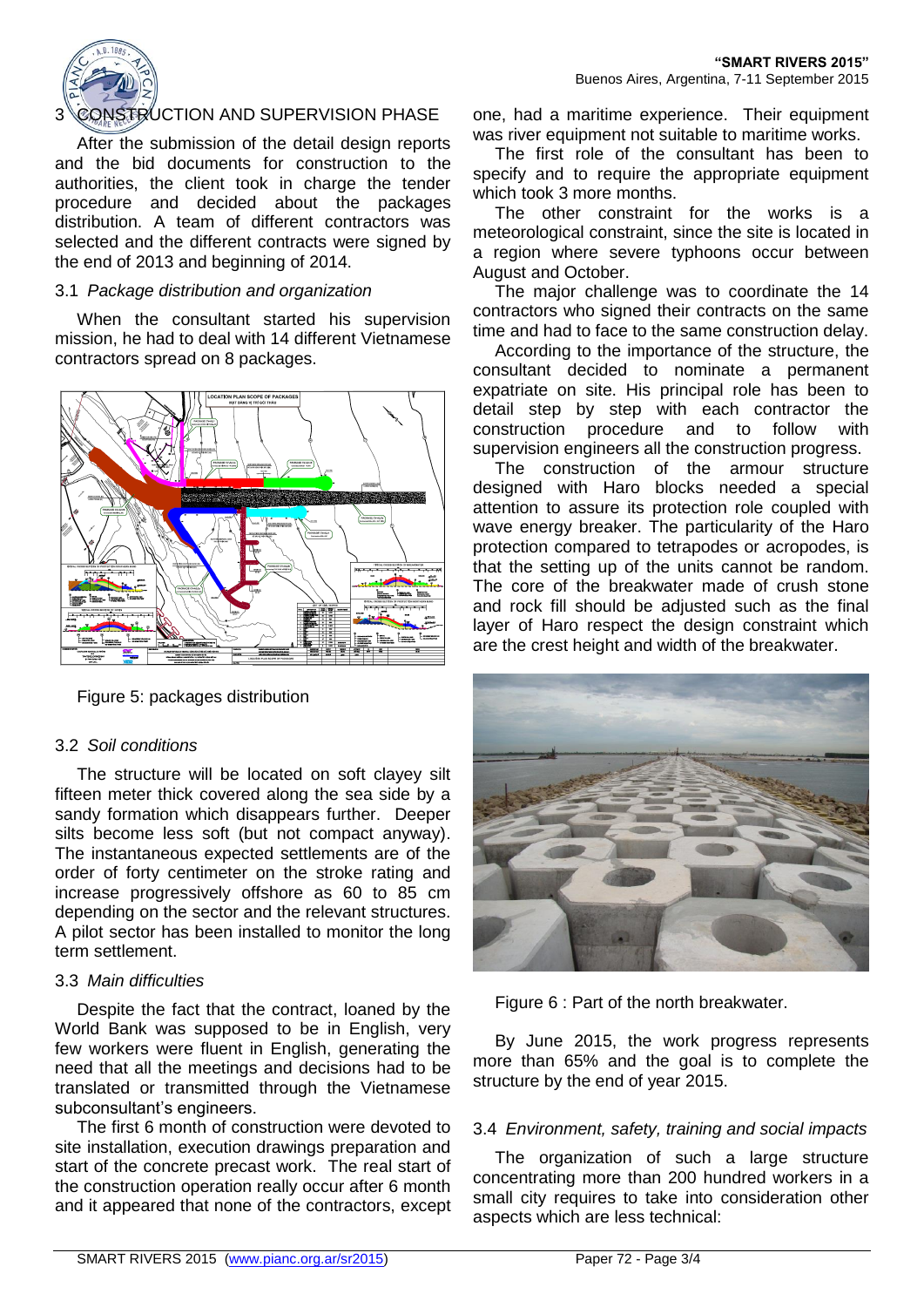## 3 CONSTRUCTION AND SUPERVISION PHASE

After the submission of the detail design reports and the bid documents for construction to the authorities, the client took in charge the tender procedure and decided about the packages distribution. A team of different contractors was selected and the different contracts were signed by the end of 2013 and beginning of 2014.

### 3.1 *Package distribution and organization*

When the consultant started his supervision mission, he had to deal with 14 different Vietnamese contractors spread on 8 packages.

Figure 5: packages distribution

### 3.2 *Soil conditions*

The structure will be located on soft clayey silt fifteen meter thick covered along the sea side by a sandy formation which disappears further. Deeper silts become less soft (but not compact anyway). The instantaneous expected settlements are of the order of forty centimeter on the stroke rating and increase progressively offshore as 60 to 85 cm depending on the sector and the relevant structures. A pilot sector has been installed to monitor the long term settlement.

### 3.3 *Main difficulties*

Despite the fact that the contract, loaned by the World Bank was supposed to be in English, very few workers were fluent in English, generating the need that all the meetings and decisions had to be translated or transmitted through the Vietnamese subconsultant's engineers.

The first 6 month of construction were devoted to site installation, execution drawings preparation and start of the concrete precast work. The real start of the construction operation really occur after 6 month and it appeared that none of the contractors, except one, had a maritime experience. Their equipment was river equipment not suitable to maritime works.

The first role of the consultant has been to specify and to require the appropriate equipment which took 3 more months.

The other constraint for the works is a meteorological constraint, since the site is located in a region where severe typhoons occur between August and October.

The major challenge was to coordinate the 14 contractors who signed their contracts on the same time and had to face to the same construction delay.

According to the importance of the structure, the consultant decided to nominate a permanent expatriate on site. His principal role has been to detail step by step with each contractor the construction procedure and to follow with supervision engineers all the construction progress.

The construction of the armour structure designed with Haro blocks needed a special attention to assure its protection role coupled with wave energy breaker. The particularity of the Haro protection compared to tetrapodes or acropodes, is that the setting up of the units cannot be random. The core of the breakwater made of crush stone and rock fill should be adjusted such as the final layer of Haro respect the design constraint which are the crest height and width of the breakwater.

Figure 6 : Part of the north breakwater.

By June 2015, the work progress represents more than 65% and the goal is to complete the structure by the end of year 2015.

### 3.4 *Environment, safety, training and social impacts*

The organization of such a large structure concentrating more than 200 hundred workers in a small city requires to take into consideration other aspects which are less technical: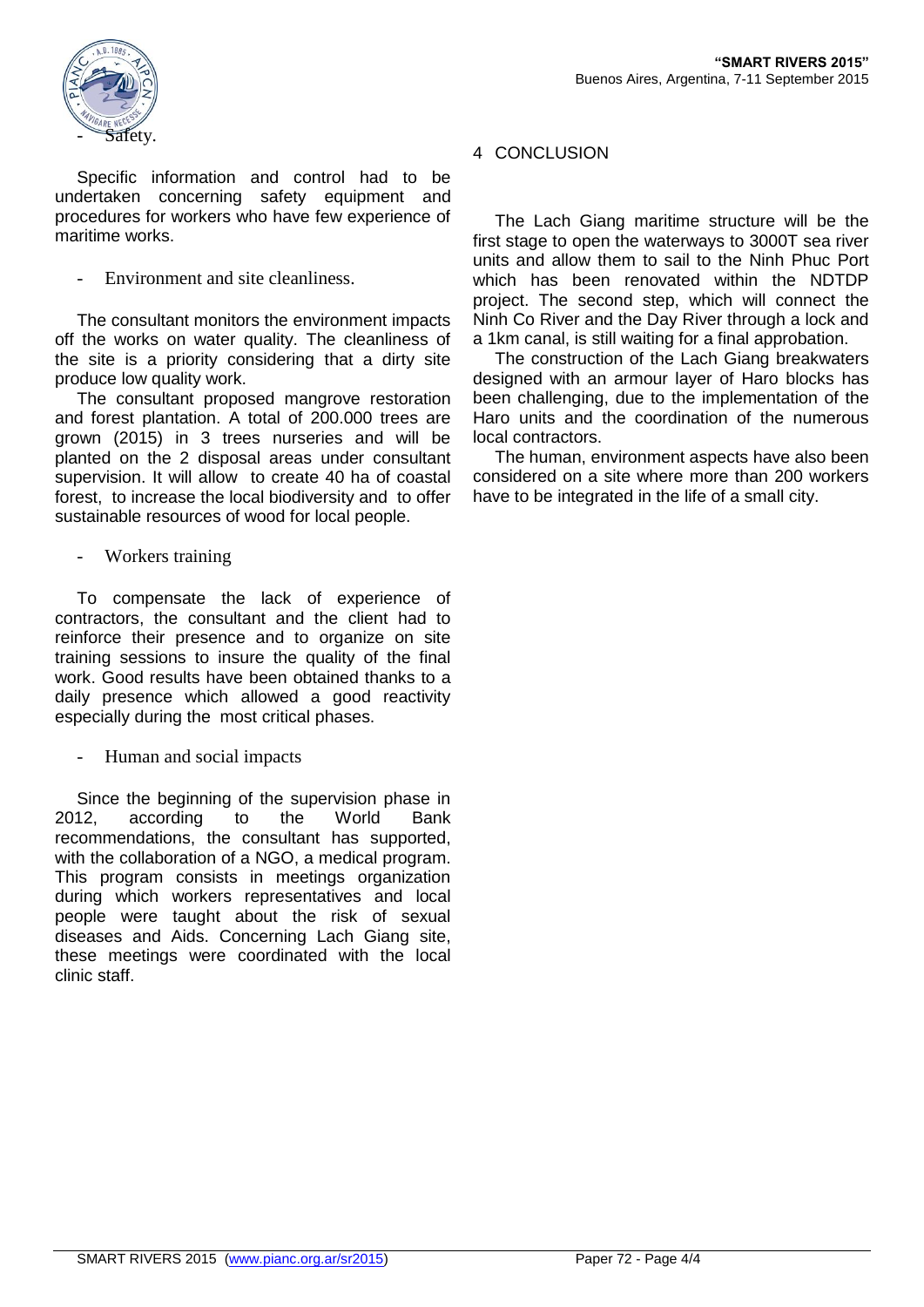- Safety.

Specific information and control had to be undertaken concerning safety equipment and procedures for workers who have few experience of maritime works.

- Environment and site cleanliness.

The consultant monitors the environment impacts off the works on water quality. The cleanliness of the site is a priority considering that a dirty site produce low quality work.

The consultant proposed mangrove restoration and forest plantation. A total of 200.000 trees are grown (2015) in 3 trees nurseries and will be planted on the 2 disposal areas under consultant supervision. It will allow to create 40 ha of coastal forest, to increase the local biodiversity and to offer sustainable resources of wood for local people.

- Workers training

To compensate the lack of experience of contractors, the consultant and the client had to reinforce their presence and to organize on site training sessions to insure the quality of the final work. Good results have been obtained thanks to a daily presence which allowed a good reactivity especially during the most critical phases.

- Human and social impacts

Since the beginning of the supervision phase in 2012, according to the World Bank recommendations, the consultant has supported, with the collaboration of a NGO, a medical program. This program consists in meetings organization during which workers representatives and local people were taught about the risk of sexual diseases and Aids. Concerning Lach Giang site, these meetings were coordinated with the local clinic staff.

# 4 CONCLUSION

The Lach Giang maritime structure will be the first stage to open the waterways to 3000T sea river units and allow them to sail to the Ninh Phuc Port which has been renovated within the NDTDP project. The second step, which will connect the Ninh Co River and the Day River through a lock and a 1km canal, is still waiting for a final approbation.

The construction of the Lach Giang breakwaters designed with an armour layer of Haro blocks has been challenging, due to the implementation of the Haro units and the coordination of the numerous local contractors.

The human, environment aspects have also been considered on a site where more than 200 workers have to be integrated in the life of a small city.